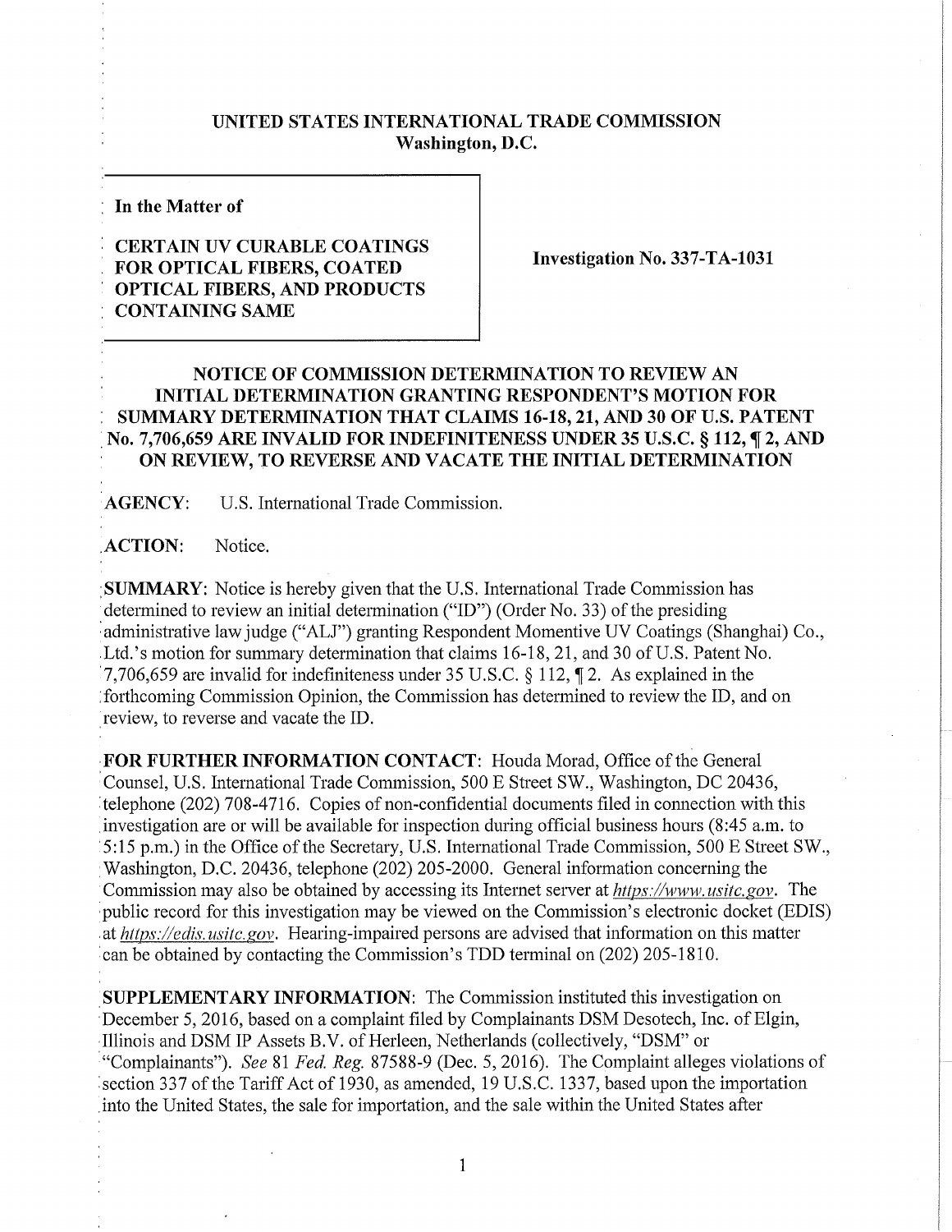# UNITED STATES INTERNATIONAL TRADE COMMISSION
## Washington, D.C.

**In the Matter of**

**CERTAIN UV CURABLE COATINGS FOR OPTICAL FIBERS, COATED OPTICAL FIBERS, AND PRODUCTS CONTAINING SAME**

**Investigation No. 337-TA-1031**

## NOTICE OF COMMISSION DETERMINATION TO REVIEW AN INITIAL DETERMINATION GRANTING RESPONDENT'S MOTION FOR SUMMARY DETERMINATION THAT CLAIMS 16-18, 21, AND 30 OF U.S. PATENT No. 7,706,659 ARE INVALID FOR INDEFINITENESS UNDER 35 U.S.C. § 112, ¶ 2, AND ON REVIEW, TO REVERSE AND VACATE THE INITIAL DETERMINATION

**AGENCY:** U.S. International Trade Commission.

**ACTION:** Notice.

**SUMMARY:** Notice is hereby given that the U.S. International Trade Commission has determined to review an initial determination ("ID") (Order No. 33) of the presiding administrative law judge ("ALJ") granting Respondent Momentive UV Coatings (Shanghai) Co., Ltd.'s motion for summary determination that claims 16-18, 21, and 30 of U.S. Patent No. 7,706,659 are invalid for indefiniteness under 35 U.S.C. § 112, ¶ 2. As explained in the forthcoming Commission Opinion, the Commission has determined to review the ID, and on review, to reverse and vacate the ID.

**FOR FURTHER INFORMATION CONTACT:** Houda Morad, Office of the General Counsel, U.S. International Trade Commission, 500 E Street SW., Washington, DC 20436, telephone (202) 708-4716. Copies of non-confidential documents filed in connection with this investigation are or will be available for inspection during official business hours (8:45 a.m. to 5:15 p.m.) in the Office of the Secretary, U.S. International Trade Commission, 500 E Street SW., Washington, D.C. 20436, telephone (202) 205-2000. General information concerning the Commission may also be obtained by accessing its Internet server at *https://www.usitc.gov*. The public record for this investigation may be viewed on the Commission's electronic docket (EDIS) at *https://edis.usitc.gov*. Hearing-impaired persons are advised that information on this matter can be obtained by contacting the Commission's TDD terminal on (202) 205-1810.

**SUPPLEMENTARY INFORMATION:** The Commission instituted this investigation on December 5, 2016, based on a complaint filed by Complainants DSM Desotech, Inc. of Elgin, Illinois and DSM IP Assets B.V. of Herleen, Netherlands (collectively, "DSM" or "Complainants"). *See* 81 *Fed. Reg.* 87588-9 (Dec. 5, 2016). The Complaint alleges violations of section 337 of the Tariff Act of 1930, as amended, 19 U.S.C. 1337, based upon the importation into the United States, the sale for importation, and the sale within the United States after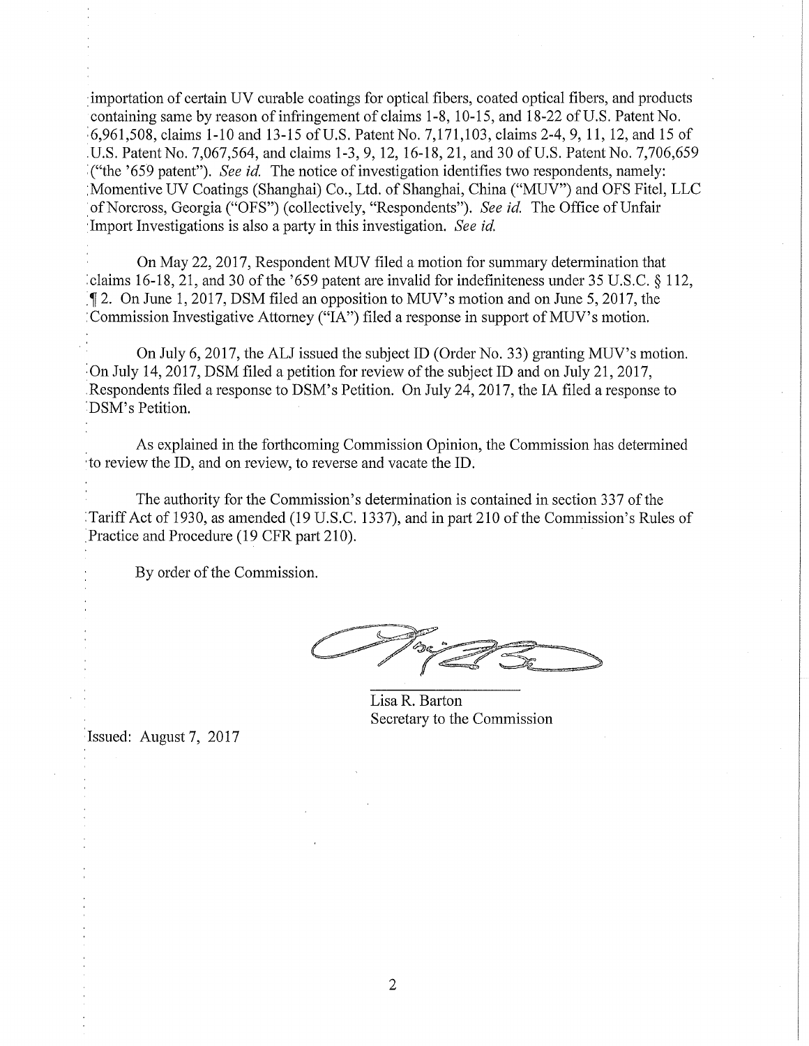importation of certain UV curable coatings for optical fibers, coated optical fibers, and products containing same by reason of infringement of claims 1-8, 10-15, and 18-22 of U.S. Patent No. 6,961,508, claims 1-10 and 13-15 of U.S. Patent No. 7,171,103, claims 2-4, 9, 11, 12, and 15 of U.S. Patent No. 7,067,564, and claims 1-3, 9, 12, 16-18, 21, and 30 of U.S. Patent No. 7,706,659 ("the '659 patent"). *See id.* The notice of investigation identifies two respondents, namely: Momentive UV Coatings (Shanghai) Co., Ltd. of Shanghai, China ("MUV") and OFS Fitel, LLC of Norcross, Georgia ("OFS") (collectively, "Respondents"). *See id.* The Office of Unfair Import Investigations is also a party in this investigation. *See id.*

On May 22, 2017, Respondent MUV filed a motion for summary determination that claims 16-18, 21, and 30 of the '659 patent are invalid for indefiniteness under 35 U.S.C. § 112, ¶ 2. On June 1, 2017, DSM filed an opposition to MUV's motion and on June 5, 2017, the Commission Investigative Attorney ("IA") filed a response in support of MUV's motion.

On July 6, 2017, the ALJ issued the subject ID (Order No. 33) granting MUV's motion. On July 14, 2017, DSM filed a petition for review of the subject ID and on July 21, 2017, Respondents filed a response to DSM's Petition. On July 24, 2017, the IA filed a response to DSM's Petition.

As explained in the forthcoming Commission Opinion, the Commission has determined to review the ID, and on review, to reverse and vacate the ID.

The authority for the Commission's determination is contained in section 337 of the Tariff Act of 1930, as amended (19 U.S.C. 1337), and in part 210 of the Commission's Rules of Practice and Procedure (19 CFR part 210).

By order of the Commission.

Lisa R. Barton
Secretary to the Commission

Issued: August 7, 2017